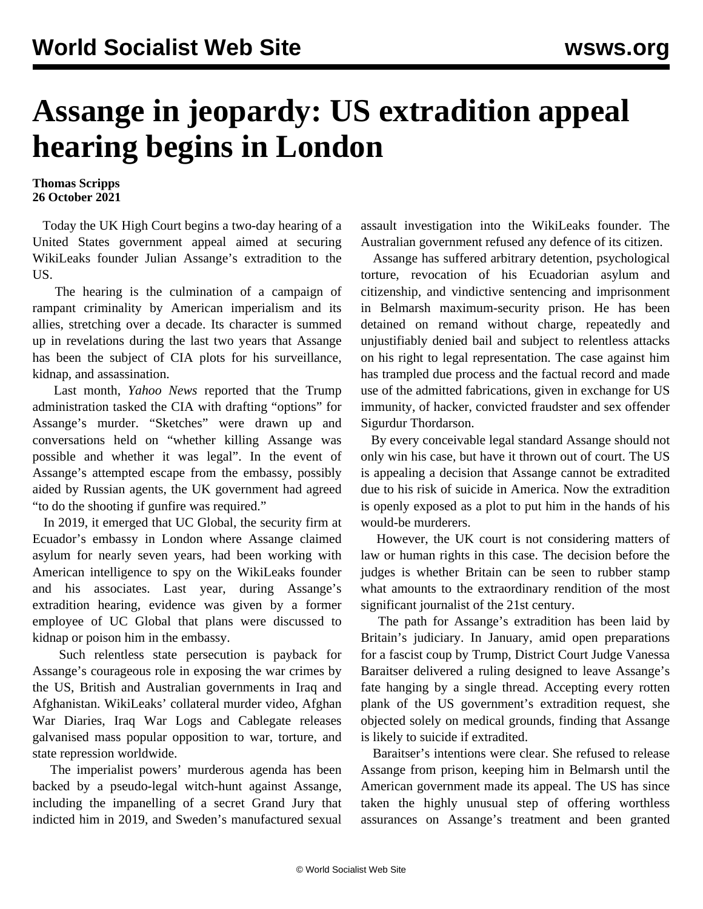# Assange in jeopardy: US extradition appeal hearing begins in London

**Thomas Scripps**
**26 October 2021**

Today the UK High Court begins a two-day hearing of a United States government appeal aimed at securing WikiLeaks founder Julian Assange's extradition to the US.

The hearing is the culmination of a campaign of rampant criminality by American imperialism and its allies, stretching over a decade. Its character is summed up in revelations during the last two years that Assange has been the subject of CIA plots for his surveillance, kidnap, and assassination.

Last month, *Yahoo News* reported that the Trump administration tasked the CIA with drafting "options" for Assange's murder. "Sketches" were drawn up and conversations held on "whether killing Assange was possible and whether it was legal". In the event of Assange's attempted escape from the embassy, possibly aided by Russian agents, the UK government had agreed "to do the shooting if gunfire was required."

In 2019, it emerged that UC Global, the security firm at Ecuador's embassy in London where Assange claimed asylum for nearly seven years, had been working with American intelligence to spy on the WikiLeaks founder and his associates. Last year, during Assange's extradition hearing, evidence was given by a former employee of UC Global that plans were discussed to kidnap or poison him in the embassy.

Such relentless state persecution is payback for Assange's courageous role in exposing the war crimes by the US, British and Australian governments in Iraq and Afghanistan. WikiLeaks' collateral murder video, Afghan War Diaries, Iraq War Logs and Cablegate releases galvanised mass popular opposition to war, torture, and state repression worldwide.

The imperialist powers' murderous agenda has been backed by a pseudo-legal witch-hunt against Assange, including the impanelling of a secret Grand Jury that indicted him in 2019, and Sweden's manufactured sexual assault investigation into the WikiLeaks founder. The Australian government refused any defence of its citizen.

Assange has suffered arbitrary detention, psychological torture, revocation of his Ecuadorian asylum and citizenship, and vindictive sentencing and imprisonment in Belmarsh maximum-security prison. He has been detained on remand without charge, repeatedly and unjustifiably denied bail and subject to relentless attacks on his right to legal representation. The case against him has trampled due process and the factual record and made use of the admitted fabrications, given in exchange for US immunity, of hacker, convicted fraudster and sex offender Sigurdur Thordarson.

By every conceivable legal standard Assange should not only win his case, but have it thrown out of court. The US is appealing a decision that Assange cannot be extradited due to his risk of suicide in America. Now the extradition is openly exposed as a plot to put him in the hands of his would-be murderers.

However, the UK court is not considering matters of law or human rights in this case. The decision before the judges is whether Britain can be seen to rubber stamp what amounts to the extraordinary rendition of the most significant journalist of the 21st century.

The path for Assange's extradition has been laid by Britain's judiciary. In January, amid open preparations for a fascist coup by Trump, District Court Judge Vanessa Baraitser delivered a ruling designed to leave Assange's fate hanging by a single thread. Accepting every rotten plank of the US government's extradition request, she objected solely on medical grounds, finding that Assange is likely to suicide if extradited.

Baraitser's intentions were clear. She refused to release Assange from prison, keeping him in Belmarsh until the American government made its appeal. The US has since taken the highly unusual step of offering worthless assurances on Assange's treatment and been granted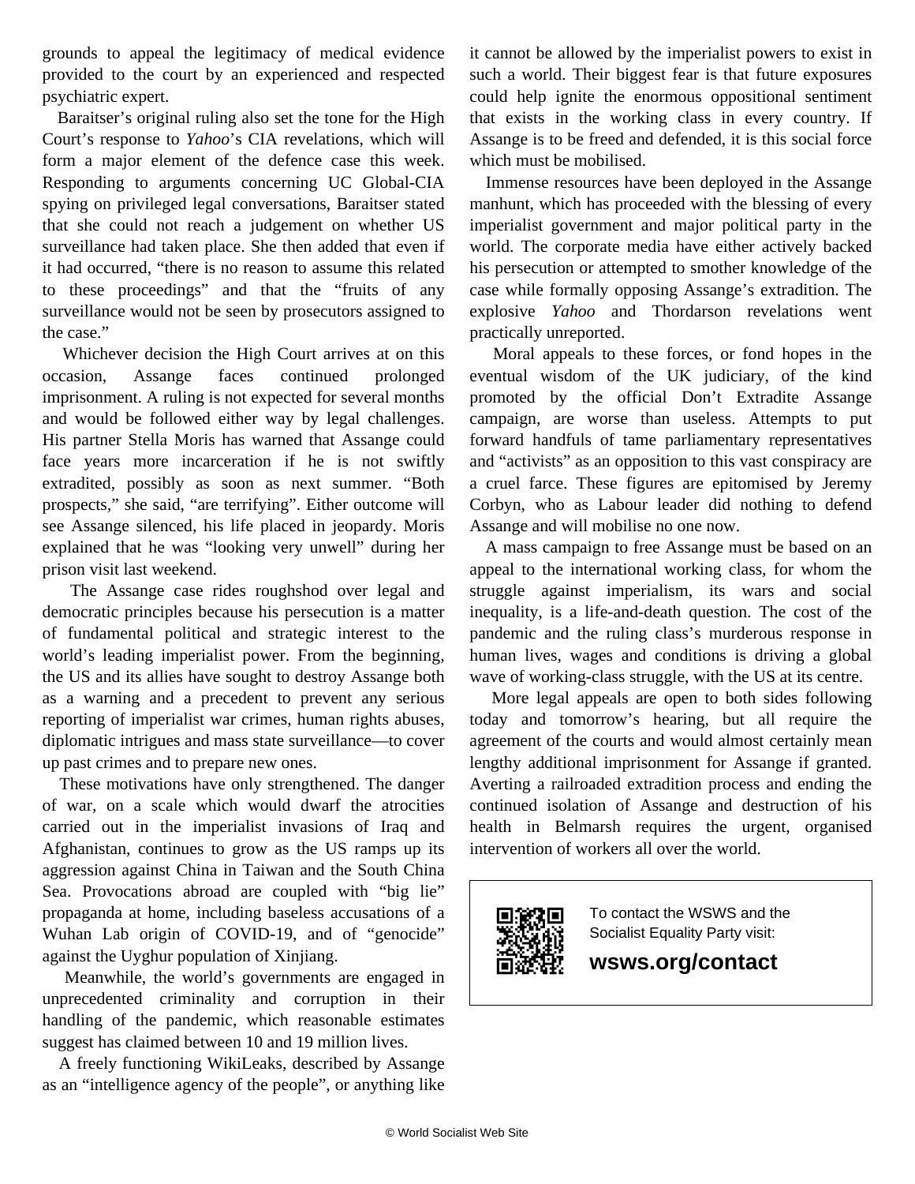grounds to appeal the legitimacy of medical evidence provided to the court by an experienced and respected psychiatric expert.

Baraitser's original ruling also set the tone for the High Court's response to *Yahoo*'s CIA revelations, which will form a major element of the defence case this week. Responding to arguments concerning UC Global-CIA spying on privileged legal conversations, Baraitser stated that she could not reach a judgement on whether US surveillance had taken place. She then added that even if it had occurred, "there is no reason to assume this related to these proceedings" and that the "fruits of any surveillance would not be seen by prosecutors assigned to the case."

Whichever decision the High Court arrives at on this occasion, Assange faces continued prolonged imprisonment. A ruling is not expected for several months and would be followed either way by legal challenges. His partner Stella Moris has warned that Assange could face years more incarceration if he is not swiftly extradited, possibly as soon as next summer. "Both prospects," she said, "are terrifying". Either outcome will see Assange silenced, his life placed in jeopardy. Moris explained that he was "looking very unwell" during her prison visit last weekend.

The Assange case rides roughshod over legal and democratic principles because his persecution is a matter of fundamental political and strategic interest to the world's leading imperialist power. From the beginning, the US and its allies have sought to destroy Assange both as a warning and a precedent to prevent any serious reporting of imperialist war crimes, human rights abuses, diplomatic intrigues and mass state surveillance—to cover up past crimes and to prepare new ones.

These motivations have only strengthened. The danger of war, on a scale which would dwarf the atrocities carried out in the imperialist invasions of Iraq and Afghanistan, continues to grow as the US ramps up its aggression against China in Taiwan and the South China Sea. Provocations abroad are coupled with "big lie" propaganda at home, including baseless accusations of a Wuhan Lab origin of COVID-19, and of "genocide" against the Uyghur population of Xinjiang.

Meanwhile, the world's governments are engaged in unprecedented criminality and corruption in their handling of the pandemic, which reasonable estimates suggest has claimed between 10 and 19 million lives.

A freely functioning WikiLeaks, described by Assange as an "intelligence agency of the people", or anything like it cannot be allowed by the imperialist powers to exist in such a world. Their biggest fear is that future exposures could help ignite the enormous oppositional sentiment that exists in the working class in every country. If Assange is to be freed and defended, it is this social force which must be mobilised.

Immense resources have been deployed in the Assange manhunt, which has proceeded with the blessing of every imperialist government and major political party in the world. The corporate media have either actively backed his persecution or attempted to smother knowledge of the case while formally opposing Assange's extradition. The explosive *Yahoo* and Thordarson revelations went practically unreported.

Moral appeals to these forces, or fond hopes in the eventual wisdom of the UK judiciary, of the kind promoted by the official Don't Extradite Assange campaign, are worse than useless. Attempts to put forward handfuls of tame parliamentary representatives and "activists" as an opposition to this vast conspiracy are a cruel farce. These figures are epitomised by Jeremy Corbyn, who as Labour leader did nothing to defend Assange and will mobilise no one now.

A mass campaign to free Assange must be based on an appeal to the international working class, for whom the struggle against imperialism, its wars and social inequality, is a life-and-death question. The cost of the pandemic and the ruling class's murderous response in human lives, wages and conditions is driving a global wave of working-class struggle, with the US at its centre.

More legal appeals are open to both sides following today and tomorrow's hearing, but all require the agreement of the courts and would almost certainly mean lengthy additional imprisonment for Assange if granted. Averting a railroaded extradition process and ending the continued isolation of Assange and destruction of his health in Belmarsh requires the urgent, organised intervention of workers all over the world.

To contact the WSWS and the Socialist Equality Party visit:

**wsws.org/contact**